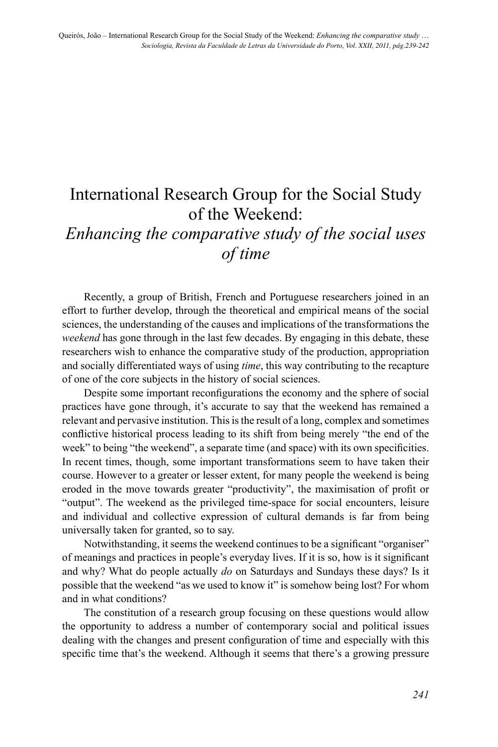# International Research Group for the Social Study of the Weekend: *Enhancing the comparative study of the social uses of time*

Recently, a group of British, French and Portuguese researchers joined in an effort to further develop, through the theoretical and empirical means of the social sciences, the understanding of the causes and implications of the transformations the *weekend* has gone through in the last few decades. By engaging in this debate, these researchers wish to enhance the comparative study of the production, appropriation and socially differentiated ways of using *time*, this way contributing to the recapture of one of the core subjects in the history of social sciences.

Despite some important reconfigurations the economy and the sphere of social practices have gone through, it's accurate to say that the weekend has remained a relevant and pervasive institution. This is the result of a long, complex and sometimes conflictive historical process leading to its shift from being merely "the end of the week" to being "the weekend", a separate time (and space) with its own specificities. In recent times, though, some important transformations seem to have taken their course. However to a greater or lesser extent, for many people the weekend is being eroded in the move towards greater "productivity", the maximisation of profit or "output". The weekend as the privileged time-space for social encounters, leisure and individual and collective expression of cultural demands is far from being universally taken for granted, so to say.

Notwithstanding, it seems the weekend continues to be a significant "organiser" of meanings and practices in people's everyday lives. If it is so, how is it significant and why? What do people actually *do* on Saturdays and Sundays these days? Is it possible that the weekend "as we used to know it" is somehow being lost? For whom and in what conditions?

The constitution of a research group focusing on these questions would allow the opportunity to address a number of contemporary social and political issues dealing with the changes and present configuration of time and especially with this specific time that's the weekend. Although it seems that there's a growing pressure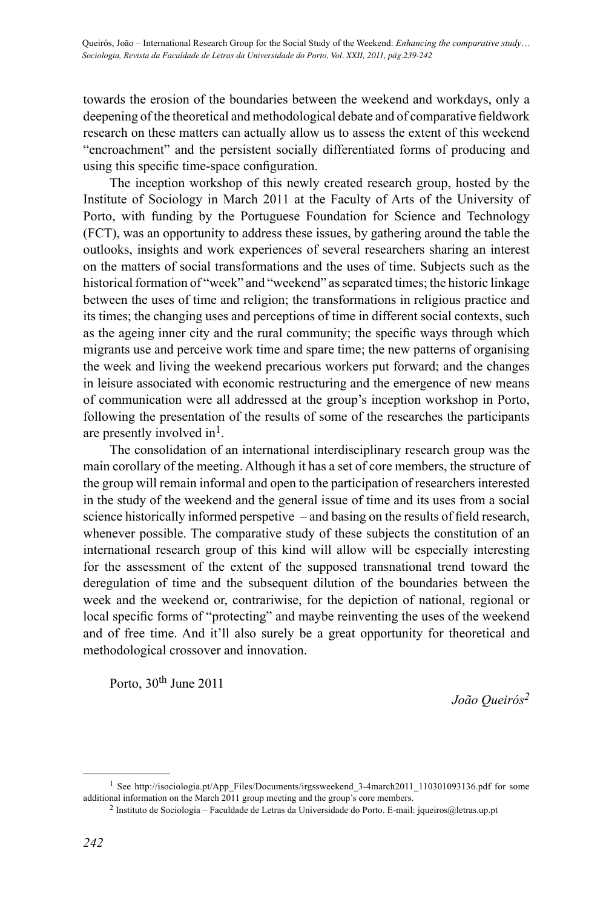towards the erosion of the boundaries between the weekend and workdays, only a deepening of the theoretical and methodological debate and of comparative fieldwork research on these matters can actually allow us to assess the extent of this weekend "encroachment" and the persistent socially differentiated forms of producing and using this specific time-space configuration.

The inception workshop of this newly created research group, hosted by the Institute of Sociology in March 2011 at the Faculty of Arts of the University of Porto, with funding by the Portuguese Foundation for Science and Technology (FCT), was an opportunity to address these issues, by gathering around the table the outlooks, insights and work experiences of several researchers sharing an interest on the matters of social transformations and the uses of time. Subjects such as the historical formation of "week" and "weekend" as separated times; the historic linkage between the uses of time and religion; the transformations in religious practice and its times; the changing uses and perceptions of time in different social contexts, such as the ageing inner city and the rural community; the specific ways through which migrants use and perceive work time and spare time; the new patterns of organising the week and living the weekend precarious workers put forward; and the changes in leisure associated with economic restructuring and the emergence of new means of communication were all addressed at the group's inception workshop in Porto, following the presentation of the results of some of the researches the participants are presently involved in[1].

The consolidation of an international interdisciplinary research group was the main corollary of the meeting. Although it has a set of core members, the structure of the group will remain informal and open to the participation of researchers interested in the study of the weekend and the general issue of time and its uses from a social science historically informed perspective – and basing on the results of field research, whenever possible. The comparative study of these subjects the constitution of an international research group of this kind will allow will be especially interesting for the assessment of the extent of the supposed transnational trend toward the deregulation of time and the subsequent dilution of the boundaries between the week and the weekend or, contrariwise, for the depiction of national, regional or local specific forms of "protecting" and maybe reinventing the uses of the weekend and of free time. And it'll also surely be a great opportunity for theoretical and methodological crossover and innovation.

Porto, 30th June 2011

*João Queirós*[2]

---

[1] See http://isociologia.pt/App_Files/Documents/irgssweekend_3-4march2011_110301093136.pdf for some additional information on the March 2011 group meeting and the group's core members.

[2] Instituto de Sociologia – Faculdade de Letras da Universidade do Porto. E-mail: jqueiros@letras.up.pt